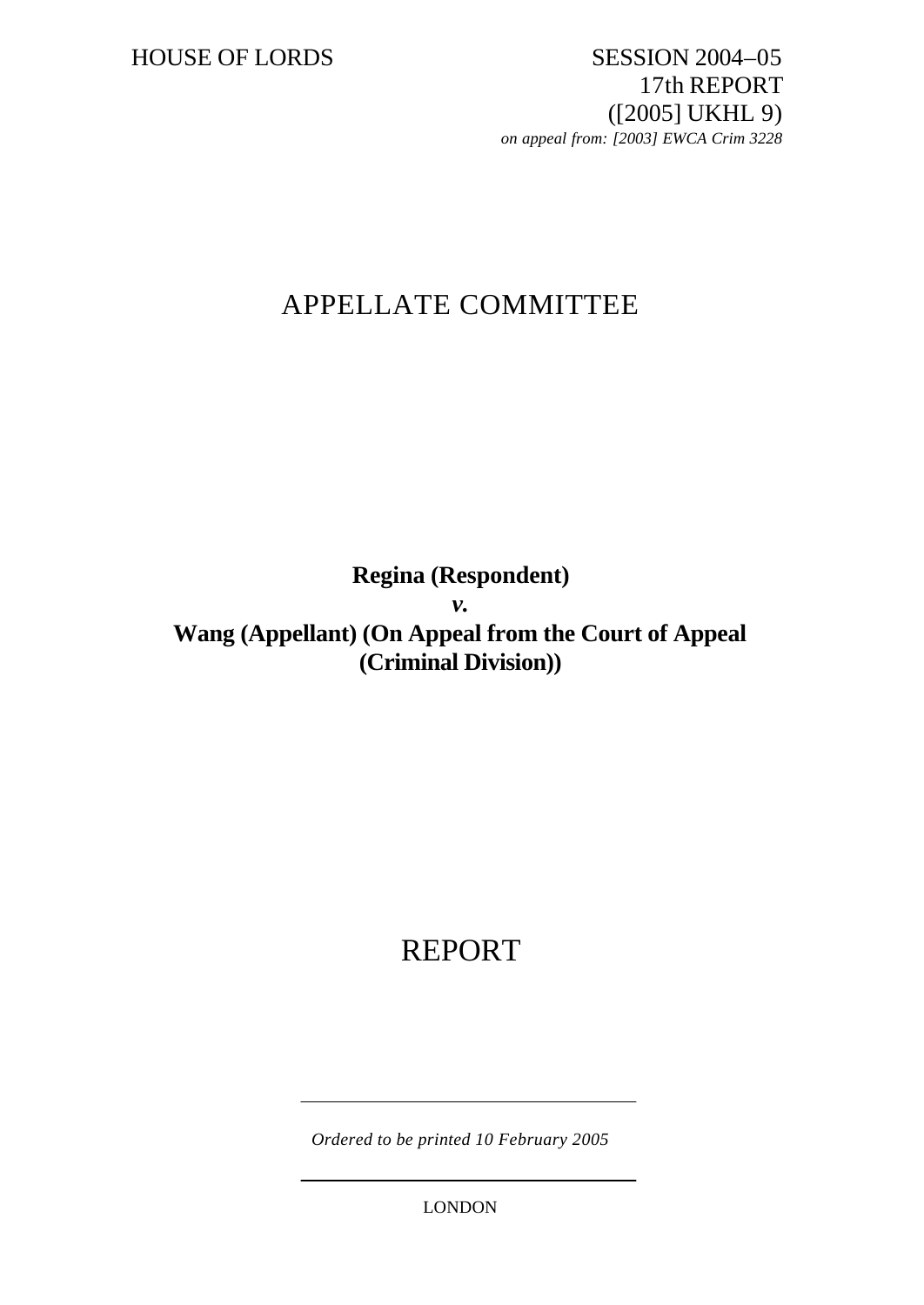HOUSE OF LORDS

SESSION 2004–05
17th REPORT
([2005] UKHL 9)
*on appeal from: [2003] EWCA Crim 3228*

# APPELLATE COMMITTEE

**Regina (Respondent)**
***v.***
**Wang (Appellant) (On Appeal from the Court of Appeal (Criminal Division))**

# REPORT

*Ordered to be printed 10 February 2005*

LONDON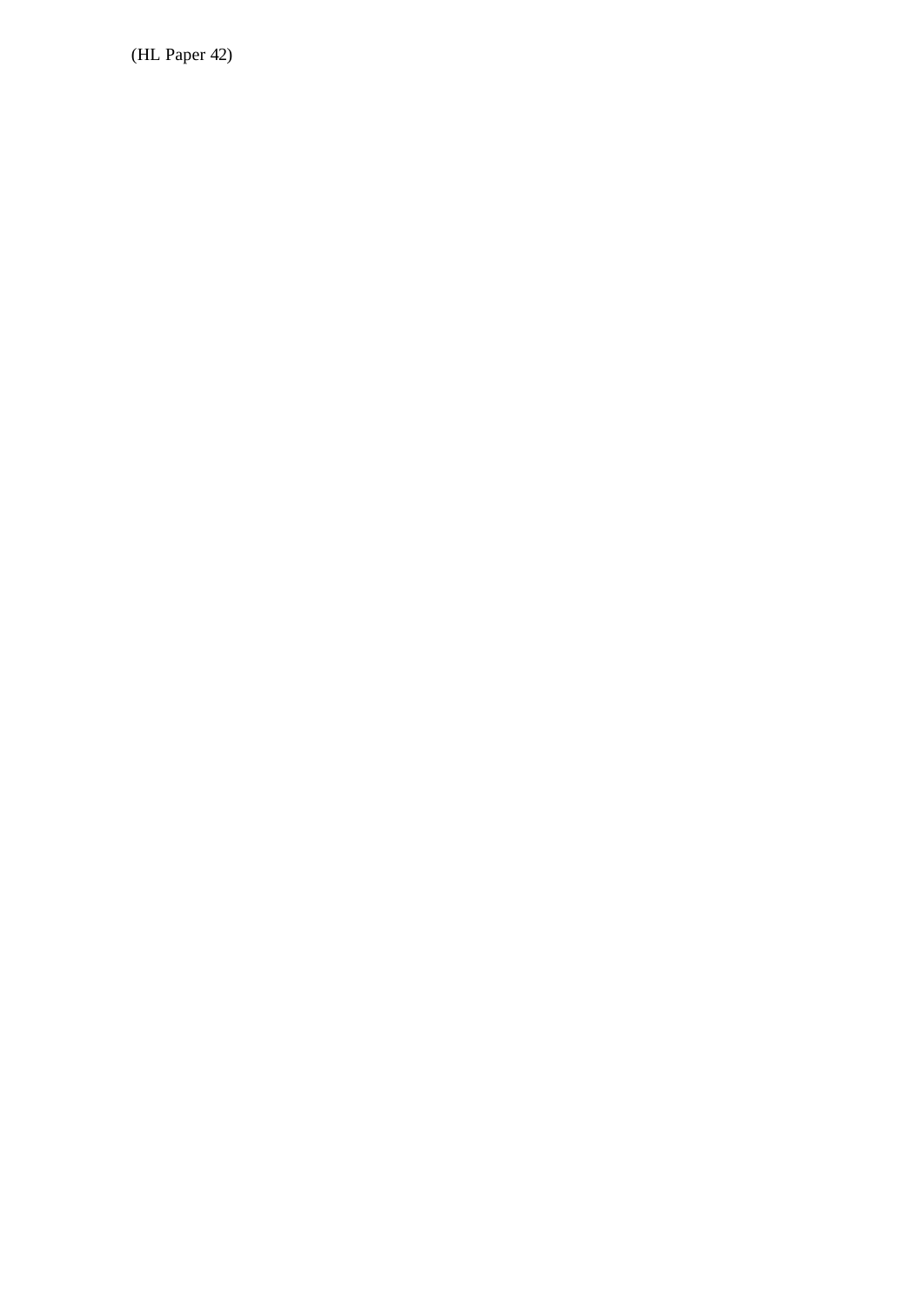(HL Paper 42)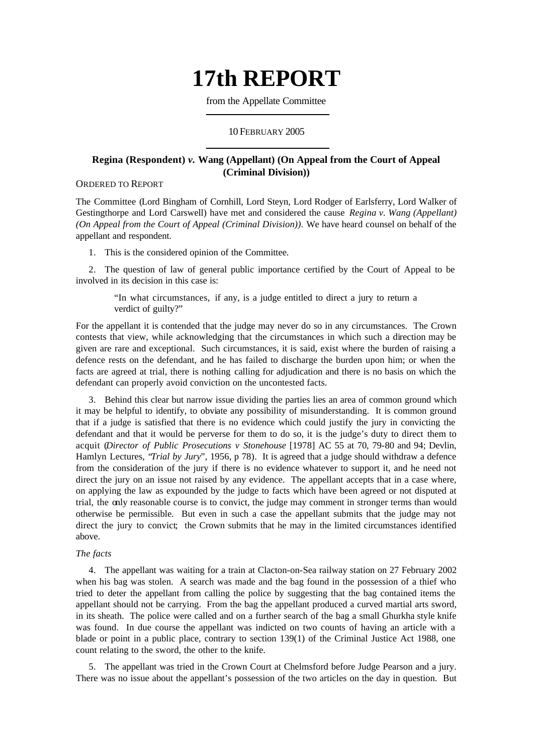# 17th REPORT

from the Appellate Committee

10 FEBRUARY 2005

### Regina (Respondent) *v.* Wang (Appellant) (On Appeal from the Court of Appeal (Criminal Division))

ORDERED TO REPORT

The Committee (Lord Bingham of Cornhill, Lord Steyn, Lord Rodger of Earlsferry, Lord Walker of Gestingthorpe and Lord Carswell) have met and considered the cause *Regina v. Wang (Appellant) (On Appeal from the Court of Appeal (Criminal Division))*. We have heard counsel on behalf of the appellant and respondent.

1. This is the considered opinion of the Committee.

2. The question of law of general public importance certified by the Court of Appeal to be involved in its decision in this case is:

> "In what circumstances, if any, is a judge entitled to direct a jury to return a verdict of guilty?"

For the appellant it is contended that the judge may never do so in any circumstances. The Crown contests that view, while acknowledging that the circumstances in which such a direction may be given are rare and exceptional. Such circumstances, it is said, exist where the burden of raising a defence rests on the defendant, and he has failed to discharge the burden upon him; or when the facts are agreed at trial, there is nothing calling for adjudication and there is no basis on which the defendant can properly avoid conviction on the uncontested facts.

3. Behind this clear but narrow issue dividing the parties lies an area of common ground which it may be helpful to identify, to obviate any possibility of misunderstanding. It is common ground that if a judge is satisfied that there is no evidence which could justify the jury in convicting the defendant and that it would be perverse for them to do so, it is the judge's duty to direct them to acquit (*Director of Public Prosecutions v Stonehouse* [1978] AC 55 at 70, 79-80 and 94; Devlin, Hamlyn Lectures, "*Trial by Jury*", 1956, p 78). It is agreed that a judge should withdraw a defence from the consideration of the jury if there is no evidence whatever to support it, and he need not direct the jury on an issue not raised by any evidence. The appellant accepts that in a case where, on applying the law as expounded by the judge to facts which have been agreed or not disputed at trial, the only reasonable course is to convict, the judge may comment in stronger terms than would otherwise be permissible. But even in such a case the appellant submits that the judge may not direct the jury to convict; the Crown submits that he may in the limited circumstances identified above.

*The facts*

4. The appellant was waiting for a train at Clacton-on-Sea railway station on 27 February 2002 when his bag was stolen. A search was made and the bag found in the possession of a thief who tried to deter the appellant from calling the police by suggesting that the bag contained items the appellant should not be carrying. From the bag the appellant produced a curved martial arts sword, in its sheath. The police were called and on a further search of the bag a small Ghurkha style knife was found. In due course the appellant was indicted on two counts of having an article with a blade or point in a public place, contrary to section 139(1) of the Criminal Justice Act 1988, one count relating to the sword, the other to the knife.

5. The appellant was tried in the Crown Court at Chelmsford before Judge Pearson and a jury. There was no issue about the appellant's possession of the two articles on the day in question. But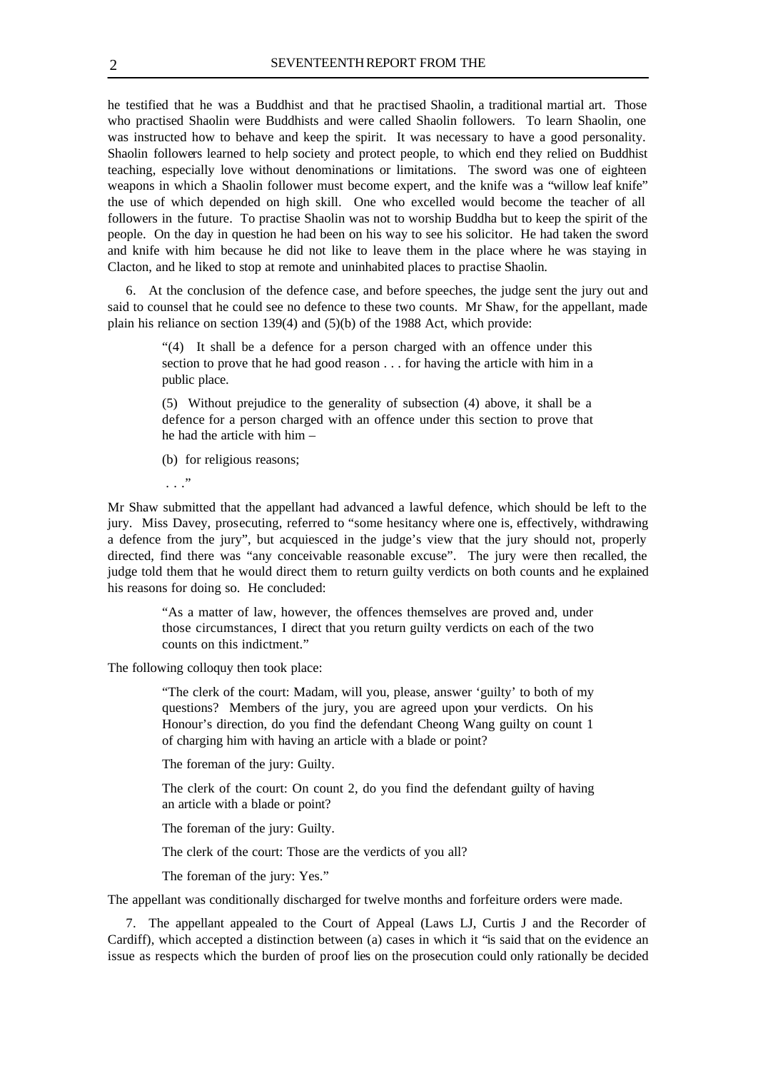he testified that he was a Buddhist and that he practised Shaolin, a traditional martial art. Those who practised Shaolin were Buddhists and were called Shaolin followers. To learn Shaolin, one was instructed how to behave and keep the spirit. It was necessary to have a good personality. Shaolin followers learned to help society and protect people, to which end they relied on Buddhist teaching, especially love without denominations or limitations. The sword was one of eighteen weapons in which a Shaolin follower must become expert, and the knife was a "willow leaf knife" the use of which depended on high skill. One who excelled would become the teacher of all followers in the future. To practise Shaolin was not to worship Buddha but to keep the spirit of the people. On the day in question he had been on his way to see his solicitor. He had taken the sword and knife with him because he did not like to leave them in the place where he was staying in Clacton, and he liked to stop at remote and uninhabited places to practise Shaolin.

6. At the conclusion of the defence case, and before speeches, the judge sent the jury out and said to counsel that he could see no defence to these two counts. Mr Shaw, for the appellant, made plain his reliance on section 139(4) and (5)(b) of the 1988 Act, which provide:

> "(4) It shall be a defence for a person charged with an offence under this section to prove that he had good reason . . . for having the article with him in a public place.
>
> (5) Without prejudice to the generality of subsection (4) above, it shall be a defence for a person charged with an offence under this section to prove that he had the article with him –
>
> (b) for religious reasons;
>
> . . ."

Mr Shaw submitted that the appellant had advanced a lawful defence, which should be left to the jury. Miss Davey, prosecuting, referred to "some hesitancy where one is, effectively, withdrawing a defence from the jury", but acquiesced in the judge's view that the jury should not, properly directed, find there was "any conceivable reasonable excuse". The jury were then recalled, the judge told them that he would direct them to return guilty verdicts on both counts and he explained his reasons for doing so. He concluded:

> "As a matter of law, however, the offences themselves are proved and, under those circumstances, I direct that you return guilty verdicts on each of the two counts on this indictment."

The following colloquy then took place:

> "The clerk of the court: Madam, will you, please, answer 'guilty' to both of my questions? Members of the jury, you are agreed upon your verdicts. On his Honour's direction, do you find the defendant Cheong Wang guilty on count 1 of charging him with having an article with a blade or point?
>
> The foreman of the jury: Guilty.
>
> The clerk of the court: On count 2, do you find the defendant guilty of having an article with a blade or point?
>
> The foreman of the jury: Guilty.
>
> The clerk of the court: Those are the verdicts of you all?
>
> The foreman of the jury: Yes."

The appellant was conditionally discharged for twelve months and forfeiture orders were made.

7. The appellant appealed to the Court of Appeal (Laws LJ, Curtis J and the Recorder of Cardiff), which accepted a distinction between (a) cases in which it "is said that on the evidence an issue as respects which the burden of proof lies on the prosecution could only rationally be decided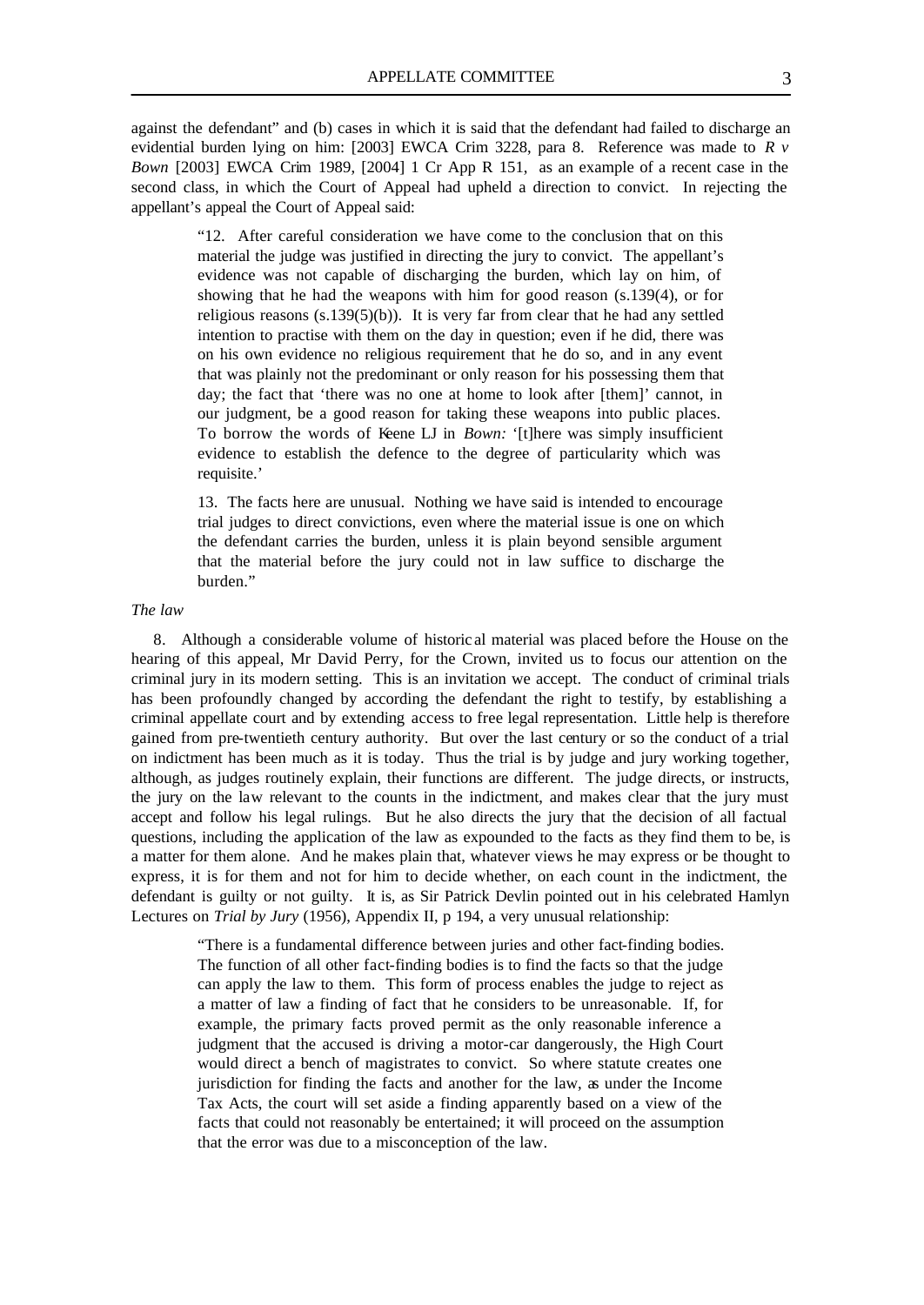against the defendant" and (b) cases in which it is said that the defendant had failed to discharge an evidential burden lying on him: [2003] EWCA Crim 3228, para 8. Reference was made to *R v Bown* [2003] EWCA Crim 1989, [2004] 1 Cr App R 151, as an example of a recent case in the second class, in which the Court of Appeal had upheld a direction to convict. In rejecting the appellant's appeal the Court of Appeal said:

> "12. After careful consideration we have come to the conclusion that on this material the judge was justified in directing the jury to convict. The appellant's evidence was not capable of discharging the burden, which lay on him, of showing that he had the weapons with him for good reason (s.139(4), or for religious reasons (s.139(5)(b)). It is very far from clear that he had any settled intention to practise with them on the day in question; even if he did, there was on his own evidence no religious requirement that he do so, and in any event that was plainly not the predominant or only reason for his possessing them that day; the fact that 'there was no one at home to look after [them]' cannot, in our judgment, be a good reason for taking these weapons into public places. To borrow the words of Keene LJ in *Bown:* '[t]here was simply insufficient evidence to establish the defence to the degree of particularity which was requisite.'
>
> 13. The facts here are unusual. Nothing we have said is intended to encourage trial judges to direct convictions, even where the material issue is one on which the defendant carries the burden, unless it is plain beyond sensible argument that the material before the jury could not in law suffice to discharge the burden."

*The law*

8. Although a considerable volume of historical material was placed before the House on the hearing of this appeal, Mr David Perry, for the Crown, invited us to focus our attention on the criminal jury in its modern setting. This is an invitation we accept. The conduct of criminal trials has been profoundly changed by according the defendant the right to testify, by establishing a criminal appellate court and by extending access to free legal representation. Little help is therefore gained from pre-twentieth century authority. But over the last century or so the conduct of a trial on indictment has been much as it is today. Thus the trial is by judge and jury working together, although, as judges routinely explain, their functions are different. The judge directs, or instructs, the jury on the law relevant to the counts in the indictment, and makes clear that the jury must accept and follow his legal rulings. But he also directs the jury that the decision of all factual questions, including the application of the law as expounded to the facts as they find them to be, is a matter for them alone. And he makes plain that, whatever views he may express or be thought to express, it is for them and not for him to decide whether, on each count in the indictment, the defendant is guilty or not guilty. It is, as Sir Patrick Devlin pointed out in his celebrated Hamlyn Lectures on *Trial by Jury* (1956), Appendix II, p 194, a very unusual relationship:

> "There is a fundamental difference between juries and other fact-finding bodies. The function of all other fact-finding bodies is to find the facts so that the judge can apply the law to them. This form of process enables the judge to reject as a matter of law a finding of fact that he considers to be unreasonable. If, for example, the primary facts proved permit as the only reasonable inference a judgment that the accused is driving a motor-car dangerously, the High Court would direct a bench of magistrates to convict. So where statute creates one jurisdiction for finding the facts and another for the law, as under the Income Tax Acts, the court will set aside a finding apparently based on a view of the facts that could not reasonably be entertained; it will proceed on the assumption that the error was due to a misconception of the law.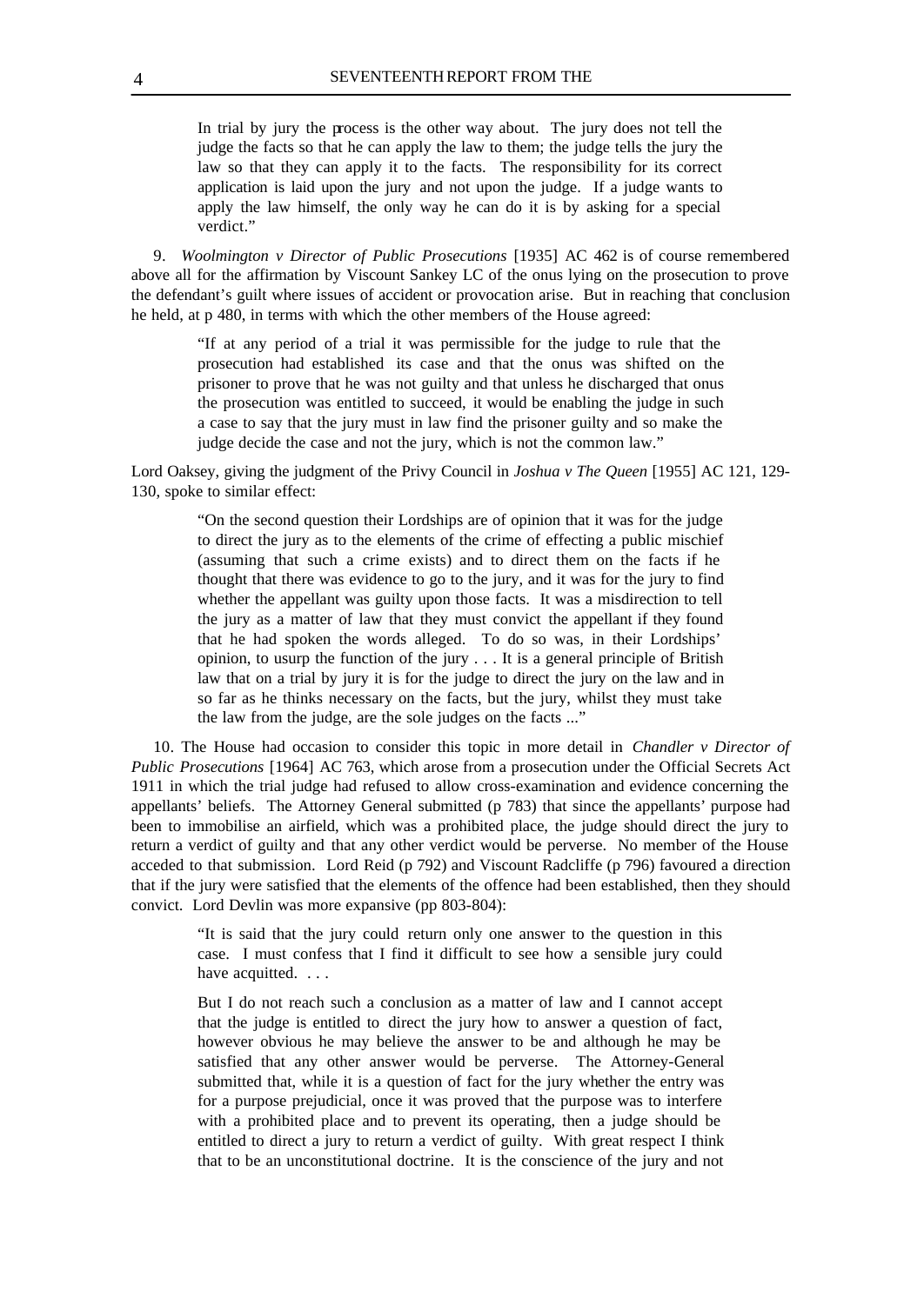> In trial by jury the process is the other way about. The jury does not tell the judge the facts so that he can apply the law to them; the judge tells the jury the law so that they can apply it to the facts. The responsibility for its correct application is laid upon the jury and not upon the judge. If a judge wants to apply the law himself, the only way he can do it is by asking for a special verdict."

9. *Woolmington v Director of Public Prosecutions* [1935] AC 462 is of course remembered above all for the affirmation by Viscount Sankey LC of the onus lying on the prosecution to prove the defendant's guilt where issues of accident or provocation arise. But in reaching that conclusion he held, at p 480, in terms with which the other members of the House agreed:

> "If at any period of a trial it was permissible for the judge to rule that the prosecution had established its case and that the onus was shifted on the prisoner to prove that he was not guilty and that unless he discharged that onus the prosecution was entitled to succeed, it would be enabling the judge in such a case to say that the jury must in law find the prisoner guilty and so make the judge decide the case and not the jury, which is not the common law."

Lord Oaksey, giving the judgment of the Privy Council in *Joshua v The Queen* [1955] AC 121, 129-130, spoke to similar effect:

> "On the second question their Lordships are of opinion that it was for the judge to direct the jury as to the elements of the crime of effecting a public mischief (assuming that such a crime exists) and to direct them on the facts if he thought that there was evidence to go to the jury, and it was for the jury to find whether the appellant was guilty upon those facts. It was a misdirection to tell the jury as a matter of law that they must convict the appellant if they found that he had spoken the words alleged. To do so was, in their Lordships' opinion, to usurp the function of the jury . . . It is a general principle of British law that on a trial by jury it is for the judge to direct the jury on the law and in so far as he thinks necessary on the facts, but the jury, whilst they must take the law from the judge, are the sole judges on the facts ..."

10. The House had occasion to consider this topic in more detail in *Chandler v Director of Public Prosecutions* [1964] AC 763, which arose from a prosecution under the Official Secrets Act 1911 in which the trial judge had refused to allow cross-examination and evidence concerning the appellants' beliefs. The Attorney General submitted (p 783) that since the appellants' purpose had been to immobilise an airfield, which was a prohibited place, the judge should direct the jury to return a verdict of guilty and that any other verdict would be perverse. No member of the House acceded to that submission. Lord Reid (p 792) and Viscount Radcliffe (p 796) favoured a direction that if the jury were satisfied that the elements of the offence had been established, then they should convict. Lord Devlin was more expansive (pp 803-804):

> "It is said that the jury could return only one answer to the question in this case. I must confess that I find it difficult to see how a sensible jury could have acquitted. . . .
>
> But I do not reach such a conclusion as a matter of law and I cannot accept that the judge is entitled to direct the jury how to answer a question of fact, however obvious he may believe the answer to be and although he may be satisfied that any other answer would be perverse. The Attorney-General submitted that, while it is a question of fact for the jury whether the entry was for a purpose prejudicial, once it was proved that the purpose was to interfere with a prohibited place and to prevent its operating, then a judge should be entitled to direct a jury to return a verdict of guilty. With great respect I think that to be an unconstitutional doctrine. It is the conscience of the jury and not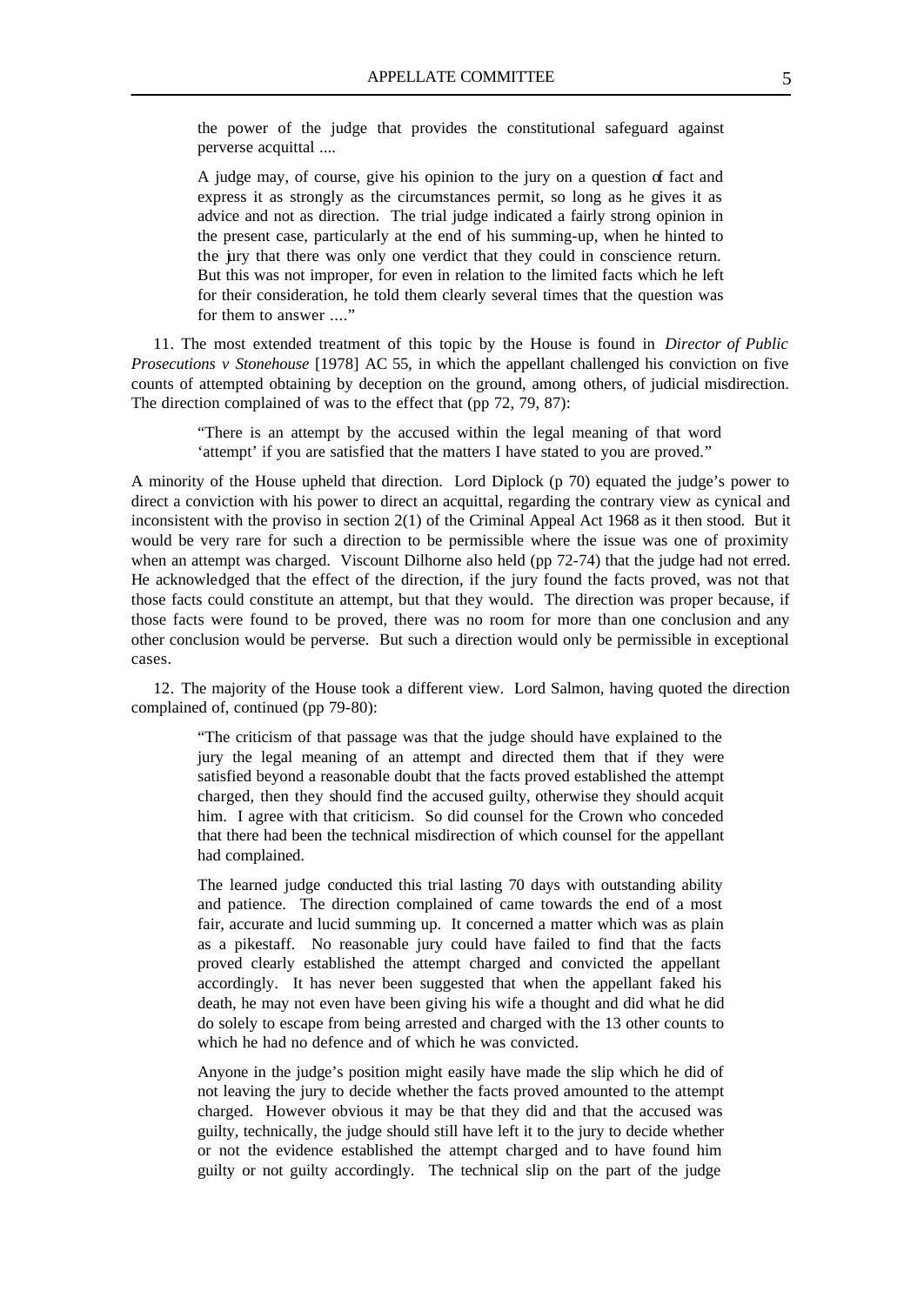> the power of the judge that provides the constitutional safeguard against perverse acquittal ....
>
> A judge may, of course, give his opinion to the jury on a question of fact and express it as strongly as the circumstances permit, so long as he gives it as advice and not as direction. The trial judge indicated a fairly strong opinion in the present case, particularly at the end of his summing-up, when he hinted to the jury that there was only one verdict that they could in conscience return. But this was not improper, for even in relation to the limited facts which he left for their consideration, he told them clearly several times that the question was for them to answer ...."

11. The most extended treatment of this topic by the House is found in *Director of Public Prosecutions v Stonehouse* [1978] AC 55, in which the appellant challenged his conviction on five counts of attempted obtaining by deception on the ground, among others, of judicial misdirection. The direction complained of was to the effect that (pp 72, 79, 87):

> "There is an attempt by the accused within the legal meaning of that word 'attempt' if you are satisfied that the matters I have stated to you are proved."

A minority of the House upheld that direction. Lord Diplock (p 70) equated the judge's power to direct a conviction with his power to direct an acquittal, regarding the contrary view as cynical and inconsistent with the proviso in section 2(1) of the Criminal Appeal Act 1968 as it then stood. But it would be very rare for such a direction to be permissible where the issue was one of proximity when an attempt was charged. Viscount Dilhorne also held (pp 72-74) that the judge had not erred. He acknowledged that the effect of the direction, if the jury found the facts proved, was not that those facts could constitute an attempt, but that they would. The direction was proper because, if those facts were found to be proved, there was no room for more than one conclusion and any other conclusion would be perverse. But such a direction would only be permissible in exceptional cases.

12. The majority of the House took a different view. Lord Salmon, having quoted the direction complained of, continued (pp 79-80):

> "The criticism of that passage was that the judge should have explained to the jury the legal meaning of an attempt and directed them that if they were satisfied beyond a reasonable doubt that the facts proved established the attempt charged, then they should find the accused guilty, otherwise they should acquit him. I agree with that criticism. So did counsel for the Crown who conceded that there had been the technical misdirection of which counsel for the appellant had complained.
>
> The learned judge conducted this trial lasting 70 days with outstanding ability and patience. The direction complained of came towards the end of a most fair, accurate and lucid summing up. It concerned a matter which was as plain as a pikestaff. No reasonable jury could have failed to find that the facts proved clearly established the attempt charged and convicted the appellant accordingly. It has never been suggested that when the appellant faked his death, he may not even have been giving his wife a thought and did what he did do solely to escape from being arrested and charged with the 13 other counts to which he had no defence and of which he was convicted.
>
> Anyone in the judge's position might easily have made the slip which he did of not leaving the jury to decide whether the facts proved amounted to the attempt charged. However obvious it may be that they did and that the accused was guilty, technically, the judge should still have left it to the jury to decide whether or not the evidence established the attempt charged and to have found him guilty or not guilty accordingly. The technical slip on the part of the judge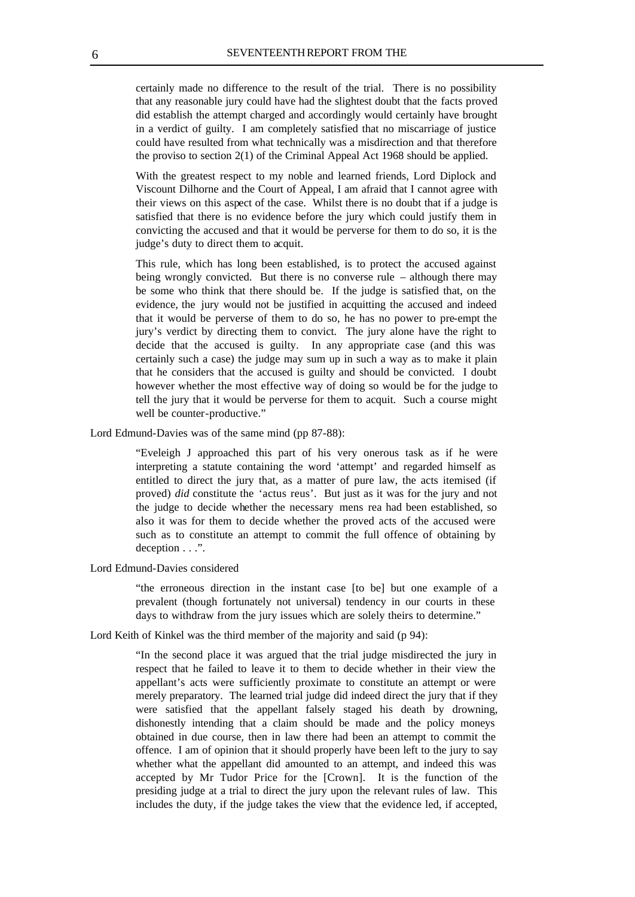> certainly made no difference to the result of the trial. There is no possibility that any reasonable jury could have had the slightest doubt that the facts proved did establish the attempt charged and accordingly would certainly have brought in a verdict of guilty. I am completely satisfied that no miscarriage of justice could have resulted from what technically was a misdirection and that therefore the proviso to section 2(1) of the Criminal Appeal Act 1968 should be applied.
>
> With the greatest respect to my noble and learned friends, Lord Diplock and Viscount Dilhorne and the Court of Appeal, I am afraid that I cannot agree with their views on this aspect of the case. Whilst there is no doubt that if a judge is satisfied that there is no evidence before the jury which could justify them in convicting the accused and that it would be perverse for them to do so, it is the judge's duty to direct them to acquit.
>
> This rule, which has long been established, is to protect the accused against being wrongly convicted. But there is no converse rule – although there may be some who think that there should be. If the judge is satisfied that, on the evidence, the jury would not be justified in acquitting the accused and indeed that it would be perverse of them to do so, he has no power to pre-empt the jury's verdict by directing them to convict. The jury alone have the right to decide that the accused is guilty. In any appropriate case (and this was certainly such a case) the judge may sum up in such a way as to make it plain that he considers that the accused is guilty and should be convicted. I doubt however whether the most effective way of doing so would be for the judge to tell the jury that it would be perverse for them to acquit. Such a course might well be counter-productive."

Lord Edmund-Davies was of the same mind (pp 87-88):

> "Eveleigh J approached this part of his very onerous task as if he were interpreting a statute containing the word 'attempt' and regarded himself as entitled to direct the jury that, as a matter of pure law, the acts itemised (if proved) *did* constitute the 'actus reus'. But just as it was for the jury and not the judge to decide whether the necessary mens rea had been established, so also it was for them to decide whether the proved acts of the accused were such as to constitute an attempt to commit the full offence of obtaining by deception . . .".

Lord Edmund-Davies considered

> "the erroneous direction in the instant case [to be] but one example of a prevalent (though fortunately not universal) tendency in our courts in these days to withdraw from the jury issues which are solely theirs to determine."

Lord Keith of Kinkel was the third member of the majority and said (p 94):

> "In the second place it was argued that the trial judge misdirected the jury in respect that he failed to leave it to them to decide whether in their view the appellant's acts were sufficiently proximate to constitute an attempt or were merely preparatory. The learned trial judge did indeed direct the jury that if they were satisfied that the appellant falsely staged his death by drowning, dishonestly intending that a claim should be made and the policy moneys obtained in due course, then in law there had been an attempt to commit the offence. I am of opinion that it should properly have been left to the jury to say whether what the appellant did amounted to an attempt, and indeed this was accepted by Mr Tudor Price for the [Crown]. It is the function of the presiding judge at a trial to direct the jury upon the relevant rules of law. This includes the duty, if the judge takes the view that the evidence led, if accepted,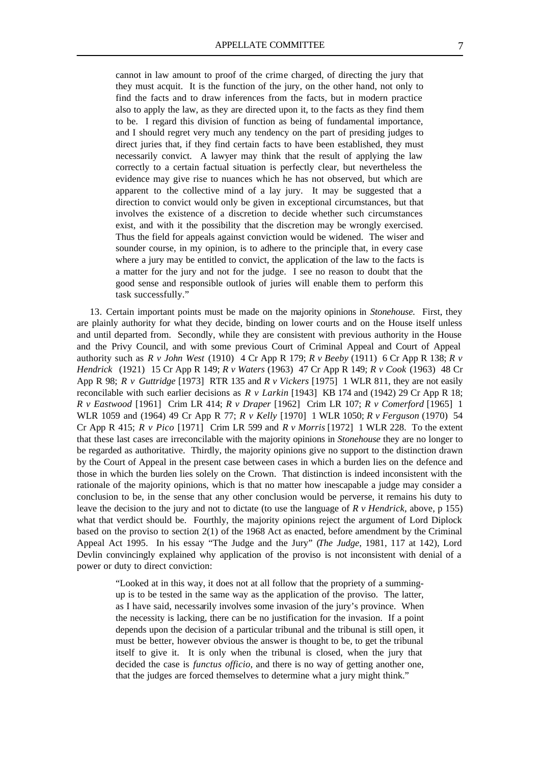> cannot in law amount to proof of the crime charged, of directing the jury that they must acquit. It is the function of the jury, on the other hand, not only to find the facts and to draw inferences from the facts, but in modern practice also to apply the law, as they are directed upon it, to the facts as they find them to be. I regard this division of function as being of fundamental importance, and I should regret very much any tendency on the part of presiding judges to direct juries that, if they find certain facts to have been established, they must necessarily convict. A lawyer may think that the result of applying the law correctly to a certain factual situation is perfectly clear, but nevertheless the evidence may give rise to nuances which he has not observed, but which are apparent to the collective mind of a lay jury. It may be suggested that a direction to convict would only be given in exceptional circumstances, but that involves the existence of a discretion to decide whether such circumstances exist, and with it the possibility that the discretion may be wrongly exercised. Thus the field for appeals against conviction would be widened. The wiser and sounder course, in my opinion, is to adhere to the principle that, in every case where a jury may be entitled to convict, the application of the law to the facts is a matter for the jury and not for the judge. I see no reason to doubt that the good sense and responsible outlook of juries will enable them to perform this task successfully."

13. Certain important points must be made on the majority opinions in *Stonehouse*. First, they are plainly authority for what they decide, binding on lower courts and on the House itself unless and until departed from. Secondly, while they are consistent with previous authority in the House and the Privy Council, and with some previous Court of Criminal Appeal and Court of Appeal authority such as *R v John West* (1910) 4 Cr App R 179; *R v Beeby* (1911) 6 Cr App R 138; *R v Hendrick* (1921) 15 Cr App R 149; *R v Waters* (1963) 47 Cr App R 149; *R v Cook* (1963) 48 Cr App R 98; *R v Guttridge* [1973] RTR 135 and *R v Vickers* [1975] 1 WLR 811, they are not easily reconcilable with such earlier decisions as *R v Larkin* [1943] KB 174 and (1942) 29 Cr App R 18; *R v Eastwood* [1961] Crim LR 414; *R v Draper* [1962] Crim LR 107; *R v Comerford* [1965] 1 WLR 1059 and (1964) 49 Cr App R 77; *R v Kelly* [1970] 1 WLR 1050; *R v Ferguson* (1970) 54 Cr App R 415; *R v Pico* [1971] Crim LR 599 and *R v Morris* [1972] 1 WLR 228. To the extent that these last cases are irreconcilable with the majority opinions in *Stonehouse* they are no longer to be regarded as authoritative. Thirdly, the majority opinions give no support to the distinction drawn by the Court of Appeal in the present case between cases in which a burden lies on the defence and those in which the burden lies solely on the Crown. That distinction is indeed inconsistent with the rationale of the majority opinions, which is that no matter how inescapable a judge may consider a conclusion to be, in the sense that any other conclusion would be perverse, it remains his duty to leave the decision to the jury and not to dictate (to use the language of *R v Hendrick*, above, p 155) what that verdict should be. Fourthly, the majority opinions reject the argument of Lord Diplock based on the proviso to section 2(1) of the 1968 Act as enacted, before amendment by the Criminal Appeal Act 1995. In his essay "The Judge and the Jury" (*The Judge*, 1981, 117 at 142), Lord Devlin convincingly explained why application of the proviso is not inconsistent with denial of a power or duty to direct conviction:

> "Looked at in this way, it does not at all follow that the propriety of a summing-up is to be tested in the same way as the application of the proviso. The latter, as I have said, necessarily involves some invasion of the jury's province. When the necessity is lacking, there can be no justification for the invasion. If a point depends upon the decision of a particular tribunal and the tribunal is still open, it must be better, however obvious the answer is thought to be, to get the tribunal itself to give it. It is only when the tribunal is closed, when the jury that decided the case is *functus officio*, and there is no way of getting another one, that the judges are forced themselves to determine what a jury might think."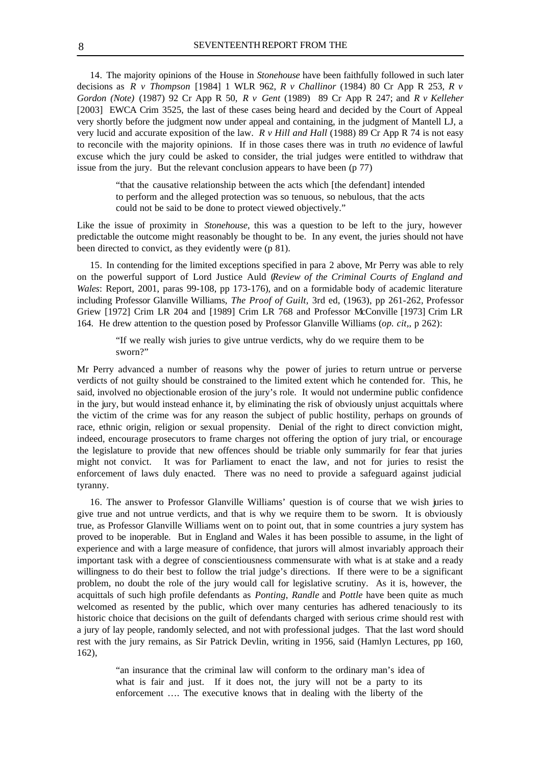14. The majority opinions of the House in *Stonehouse* have been faithfully followed in such later decisions as *R v Thompson* [1984] 1 WLR 962, *R v Challinor* (1984) 80 Cr App R 253, *R v Gordon (Note)* (1987) 92 Cr App R 50, *R v Gent* (1989) 89 Cr App R 247; and *R v Kelleher* [2003] EWCA Crim 3525, the last of these cases being heard and decided by the Court of Appeal very shortly before the judgment now under appeal and containing, in the judgment of Mantell LJ, a very lucid and accurate exposition of the law. *R v Hill and Hall* (1988) 89 Cr App R 74 is not easy to reconcile with the majority opinions. If in those cases there was in truth *no* evidence of lawful excuse which the jury could be asked to consider, the trial judges were entitled to withdraw that issue from the jury. But the relevant conclusion appears to have been (p 77)

> "that the causative relationship between the acts which [the defendant] intended to perform and the alleged protection was so tenuous, so nebulous, that the acts could not be said to be done to protect viewed objectively."

Like the issue of proximity in *Stonehouse*, this was a question to be left to the jury, however predictable the outcome might reasonably be thought to be. In any event, the juries should not have been directed to convict, as they evidently were (p 81).

15. In contending for the limited exceptions specified in para 2 above, Mr Perry was able to rely on the powerful support of Lord Justice Auld (*Review of the Criminal Courts of England and Wales*: Report, 2001, paras 99-108, pp 173-176), and on a formidable body of academic literature including Professor Glanville Williams, *The Proof of Guilt*, 3rd ed, (1963), pp 261-262, Professor Griew [1972] Crim LR 204 and [1989] Crim LR 768 and Professor McConville [1973] Crim LR 164. He drew attention to the question posed by Professor Glanville Williams (*op. cit*,, p 262):

> "If we really wish juries to give untrue verdicts, why do we require them to be sworn?"

Mr Perry advanced a number of reasons why the power of juries to return untrue or perverse verdicts of not guilty should be constrained to the limited extent which he contended for. This, he said, involved no objectionable erosion of the jury's role. It would not undermine public confidence in the jury, but would instead enhance it, by eliminating the risk of obviously unjust acquittals where the victim of the crime was for any reason the subject of public hostility, perhaps on grounds of race, ethnic origin, religion or sexual propensity. Denial of the right to direct conviction might, indeed, encourage prosecutors to frame charges not offering the option of jury trial, or encourage the legislature to provide that new offences should be triable only summarily for fear that juries might not convict. It was for Parliament to enact the law, and not for juries to resist the enforcement of laws duly enacted. There was no need to provide a safeguard against judicial tyranny.

16. The answer to Professor Glanville Williams' question is of course that we wish juries to give true and not untrue verdicts, and that is why we require them to be sworn. It is obviously true, as Professor Glanville Williams went on to point out, that in some countries a jury system has proved to be inoperable. But in England and Wales it has been possible to assume, in the light of experience and with a large measure of confidence, that jurors will almost invariably approach their important task with a degree of conscientiousness commensurate with what is at stake and a ready willingness to do their best to follow the trial judge's directions. If there were to be a significant problem, no doubt the role of the jury would call for legislative scrutiny. As it is, however, the acquittals of such high profile defendants as *Ponting*, *Randle* and *Pottle* have been quite as much welcomed as resented by the public, which over many centuries has adhered tenaciously to its historic choice that decisions on the guilt of defendants charged with serious crime should rest with a jury of lay people, randomly selected, and not with professional judges. That the last word should rest with the jury remains, as Sir Patrick Devlin, writing in 1956, said (Hamlyn Lectures, pp 160, 162),

> "an insurance that the criminal law will conform to the ordinary man's idea of what is fair and just. If it does not, the jury will not be a party to its enforcement …. The executive knows that in dealing with the liberty of the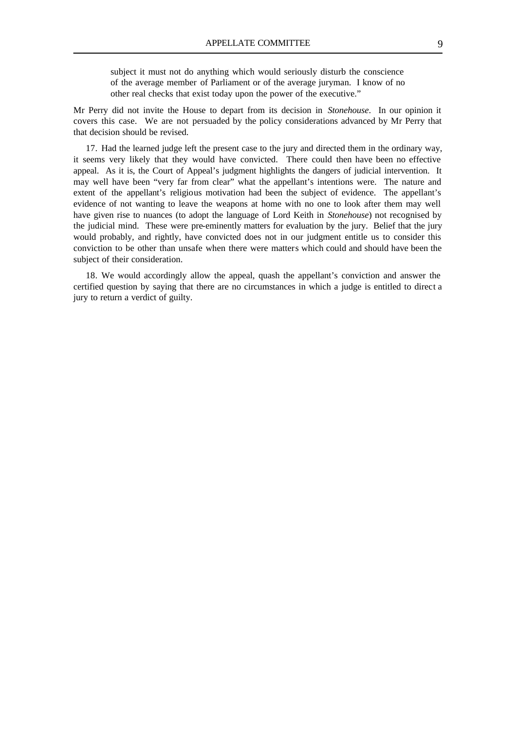> subject it must not do anything which would seriously disturb the conscience of the average member of Parliament or of the average juryman. I know of no other real checks that exist today upon the power of the executive."

Mr Perry did not invite the House to depart from its decision in *Stonehouse*. In our opinion it covers this case. We are not persuaded by the policy considerations advanced by Mr Perry that that decision should be revised.

17. Had the learned judge left the present case to the jury and directed them in the ordinary way, it seems very likely that they would have convicted. There could then have been no effective appeal. As it is, the Court of Appeal's judgment highlights the dangers of judicial intervention. It may well have been "very far from clear" what the appellant's intentions were. The nature and extent of the appellant's religious motivation had been the subject of evidence. The appellant's evidence of not wanting to leave the weapons at home with no one to look after them may well have given rise to nuances (to adopt the language of Lord Keith in *Stonehouse*) not recognised by the judicial mind. These were pre-eminently matters for evaluation by the jury. Belief that the jury would probably, and rightly, have convicted does not in our judgment entitle us to consider this conviction to be other than unsafe when there were matters which could and should have been the subject of their consideration.

18. We would accordingly allow the appeal, quash the appellant's conviction and answer the certified question by saying that there are no circumstances in which a judge is entitled to direct a jury to return a verdict of guilty.